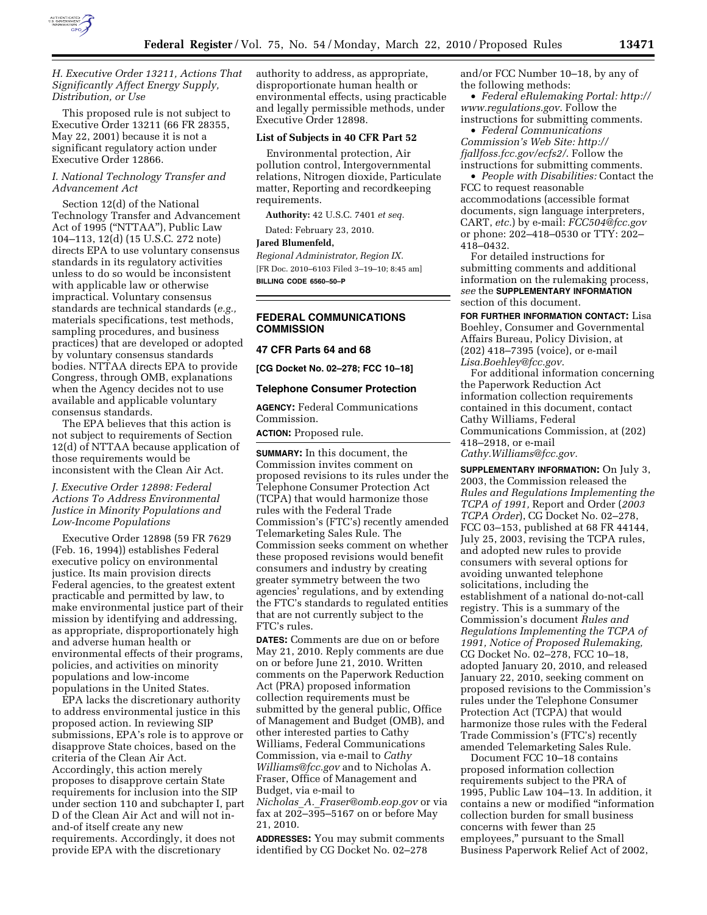### H. Executive Order 13211, Actions That Significantly Affect Energy Supply, Distribution, or Use

This proposed rule is not subject to Executive Order 13211 (66 FR 28355, May 22, 2001) because it is not a significant regulatory action under Executive Order 12866.

### I. National Technology Transfer and Advancement Act

Section 12(d) of the National Technology Transfer and Advancement Act of 1995 ("NTTAA"), Public Law 104–113, 12(d) (15 U.S.C. 272 note) directs EPA to use voluntary consensus standards in its regulatory activities unless to do so would be inconsistent with applicable law or otherwise impractical. Voluntary consensus standards are technical standards (*e.g.,* materials specifications, test methods, sampling procedures, and business practices) that are developed or adopted by voluntary consensus standards bodies. NTTAA directs EPA to provide Congress, through OMB, explanations when the Agency decides not to use available and applicable voluntary consensus standards.

The EPA believes that this action is not subject to requirements of Section 12(d) of NTTAA because application of those requirements would be inconsistent with the Clean Air Act.

### J. Executive Order 12898: Federal Actions To Address Environmental Justice in Minority Populations and Low-Income Populations

Executive Order 12898 (59 FR 7629 (Feb. 16, 1994)) establishes Federal executive policy on environmental justice. Its main provision directs Federal agencies, to the greatest extent practicable and permitted by law, to make environmental justice part of their mission by identifying and addressing, as appropriate, disproportionately high and adverse human health or environmental effects of their programs, policies, and activities on minority populations and low-income populations in the United States.

EPA lacks the discretionary authority to address environmental justice in this proposed action. In reviewing SIP submissions, EPA's role is to approve or disapprove State choices, based on the criteria of the Clean Air Act. Accordingly, this action merely proposes to disapprove certain State requirements for inclusion into the SIP under section 110 and subchapter I, part D of the Clean Air Act and will not in-and-of itself create any new requirements. Accordingly, it does not provide EPA with the discretionary authority to address, as appropriate, disproportionate human health or environmental effects, using practicable and legally permissible methods, under Executive Order 12898.

**List of Subjects in 40 CFR Part 52**

Environmental protection, Air pollution control, Intergovernmental relations, Nitrogen dioxide, Particulate matter, Reporting and recordkeeping requirements.

**Authority:** 42 U.S.C. 7401 *et seq.*

Dated: February 23, 2010.

**Jared Blumenfeld,**

*Regional Administrator, Region IX.*

[FR Doc. 2010–6103 Filed 3–19–10; 8:45 am]

**BILLING CODE 6560–50–P**

---

## FEDERAL COMMUNICATIONS COMMISSION

### 47 CFR Parts 64 and 68

**[CG Docket No. 02–278; FCC 10–18]**

### Telephone Consumer Protection

**AGENCY:** Federal Communications Commission.

**ACTION:** Proposed rule.

**SUMMARY:** In this document, the Commission invites comment on proposed revisions to its rules under the Telephone Consumer Protection Act (TCPA) that would harmonize those rules with the Federal Trade Commission's (FTC's) recently amended Telemarketing Sales Rule. The Commission seeks comment on whether these proposed revisions would benefit consumers and industry by creating greater symmetry between the two agencies' regulations, and by extending the FTC's standards to regulated entities that are not currently subject to the FTC's rules.

**DATES:** Comments are due on or before May 21, 2010. Reply comments are due on or before June 21, 2010. Written comments on the Paperwork Reduction Act (PRA) proposed information collection requirements must be submitted by the general public, Office of Management and Budget (OMB), and other interested parties to Cathy Williams, Federal Communications Commission, via e-mail to *Cathy Williams@fcc.gov* and to Nicholas A. Fraser, Office of Management and Budget, via e-mail to *Nicholas_A._Fraser@omb.eop.gov* or via fax at 202–395–5167 on or before May 21, 2010.

**ADDRESSES:** You may submit comments identified by CG Docket No. 02–278 and/or FCC Number 10–18, by any of the following methods:

- *Federal eRulemaking Portal: http://www.regulations.gov.* Follow the instructions for submitting comments.
- *Federal Communications Commission's Web Site: http://fjallfoss.fcc.gov/ecfs2/.* Follow the instructions for submitting comments.
- *People with Disabilities:* Contact the FCC to request reasonable accommodations (accessible format documents, sign language interpreters, CART, *etc.*) by e-mail: *FCC504@fcc.gov* or phone: 202–418–0530 or TTY: 202–418–0432.

For detailed instructions for submitting comments and additional information on the rulemaking process, *see* the **SUPPLEMENTARY INFORMATION** section of this document.

**FOR FURTHER INFORMATION CONTACT:** Lisa Boehley, Consumer and Governmental Affairs Bureau, Policy Division, at (202) 418–7395 (voice), or e-mail *Lisa.Boehley@fcc.gov.*

For additional information concerning the Paperwork Reduction Act information collection requirements contained in this document, contact Cathy Williams, Federal Communications Commission, at (202) 418–2918, or e-mail *Cathy.Williams@fcc.gov.*

**SUPPLEMENTARY INFORMATION:** On July 3, 2003, the Commission released the *Rules and Regulations Implementing the TCPA of 1991,* Report and Order (*2003 TCPA Order*), CG Docket No. 02–278, FCC 03–153, published at 68 FR 44144, July 25, 2003, revising the TCPA rules, and adopted new rules to provide consumers with several options for avoiding unwanted telephone solicitations, including the establishment of a national do-not-call registry. This is a summary of the Commission's document *Rules and Regulations Implementing the TCPA of 1991, Notice of Proposed Rulemaking,* CG Docket No. 02–278, FCC 10–18, adopted January 20, 2010, and released January 22, 2010, seeking comment on proposed revisions to the Commission's rules under the Telephone Consumer Protection Act (TCPA) that would harmonize those rules with the Federal Trade Commission's (FTC's) recently amended Telemarketing Sales Rule.

Document FCC 10–18 contains proposed information collection requirements subject to the PRA of 1995, Public Law 104–13. In addition, it contains a new or modified "information collection burden for small business concerns with fewer than 25 employees," pursuant to the Small Business Paperwork Relief Act of 2002,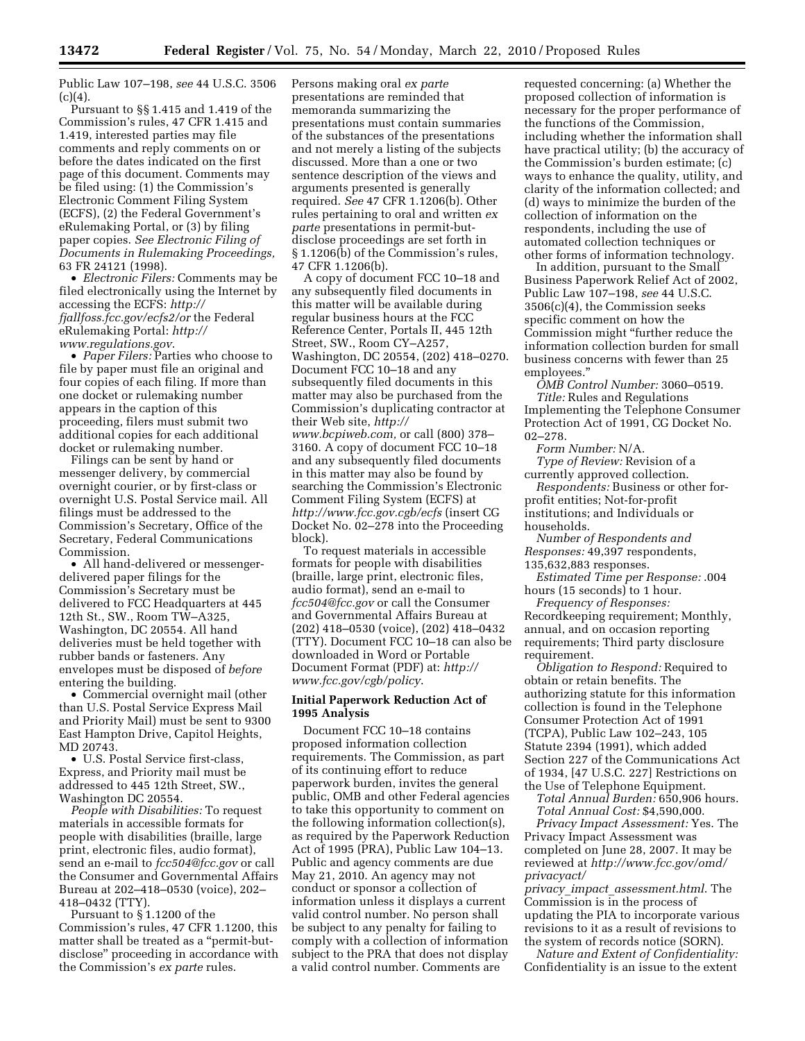Public Law 107–198, *see* 44 U.S.C. 3506 (c)(4).

Pursuant to §§ 1.415 and 1.419 of the Commission's rules, 47 CFR 1.415 and 1.419, interested parties may file comments and reply comments on or before the dates indicated on the first page of this document. Comments may be filed using: (1) the Commission's Electronic Comment Filing System (ECFS), (2) the Federal Government's eRulemaking Portal, or (3) by filing paper copies. *See Electronic Filing of Documents in Rulemaking Proceedings,* 63 FR 24121 (1998).

- *Electronic Filers:* Comments may be filed electronically using the Internet by accessing the ECFS: *http://fjallfoss.fcc.gov/ecfs2/*or the Federal eRulemaking Portal: *http://www.regulations.gov*.
- *Paper Filers:* Parties who choose to file by paper must file an original and four copies of each filing. If more than one docket or rulemaking number appears in the caption of this proceeding, filers must submit two additional copies for each additional docket or rulemaking number.

Filings can be sent by hand or messenger delivery, by commercial overnight courier, or by first-class or overnight U.S. Postal Service mail. All filings must be addressed to the Commission's Secretary, Office of the Secretary, Federal Communications Commission.

- All hand-delivered or messenger-delivered paper filings for the Commission's Secretary must be delivered to FCC Headquarters at 445 12th St., SW., Room TW–A325, Washington, DC 20554. All hand deliveries must be held together with rubber bands or fasteners. Any envelopes must be disposed of *before* entering the building.
- Commercial overnight mail (other than U.S. Postal Service Express Mail and Priority Mail) must be sent to 9300 East Hampton Drive, Capitol Heights, MD 20743.
- U.S. Postal Service first-class, Express, and Priority mail must be addressed to 445 12th Street, SW., Washington DC 20554.

*People with Disabilities:* To request materials in accessible formats for people with disabilities (braille, large print, electronic files, audio format), send an e-mail to *fcc504@fcc.gov* or call the Consumer and Governmental Affairs Bureau at 202–418–0530 (voice), 202–418–0432 (TTY).

Pursuant to § 1.1200 of the Commission's rules, 47 CFR 1.1200, this matter shall be treated as a "permit-but-disclose" proceeding in accordance with the Commission's *ex parte* rules. Persons making oral *ex parte* presentations are reminded that memoranda summarizing the presentations must contain summaries of the substances of the presentations and not merely a listing of the subjects discussed. More than a one or two sentence description of the views and arguments presented is generally required. *See* 47 CFR 1.1206(b). Other rules pertaining to oral and written *ex parte* presentations in permit-but-disclose proceedings are set forth in § 1.1206(b) of the Commission's rules, 47 CFR 1.1206(b).

A copy of document FCC 10–18 and any subsequently filed documents in this matter will be available during regular business hours at the FCC Reference Center, Portals II, 445 12th Street, SW., Room CY–A257, Washington, DC 20554, (202) 418–0270. Document FCC 10–18 and any subsequently filed documents in this matter may also be purchased from the Commission's duplicating contractor at their Web site, *http://www.bcpiweb.com,* or call (800) 378–3160. A copy of document FCC 10–18 and any subsequently filed documents in this matter may also be found by searching the Commission's Electronic Comment Filing System (ECFS) at *http://www.fcc.gov.cgb/ecfs* (insert CG Docket No. 02–278 into the Proceeding block).

To request materials in accessible formats for people with disabilities (braille, large print, electronic files, audio format), send an e-mail to *fcc504@fcc.gov* or call the Consumer and Governmental Affairs Bureau at (202) 418–0530 (voice), (202) 418–0432 (TTY). Document FCC 10–18 can also be downloaded in Word or Portable Document Format (PDF) at: *http://www.fcc.gov/cgb/policy*.

## Initial Paperwork Reduction Act of 1995 Analysis

Document FCC 10–18 contains proposed information collection requirements. The Commission, as part of its continuing effort to reduce paperwork burden, invites the general public, OMB and other Federal agencies to take this opportunity to comment on the following information collection(s), as required by the Paperwork Reduction Act of 1995 (PRA), Public Law 104–13. Public and agency comments are due May 21, 2010. An agency may not conduct or sponsor a collection of information unless it displays a current valid control number. No person shall be subject to any penalty for failing to comply with a collection of information subject to the PRA that does not display a valid control number. Comments are requested concerning: (a) Whether the proposed collection of information is necessary for the proper performance of the functions of the Commission, including whether the information shall have practical utility; (b) the accuracy of the Commission's burden estimate; (c) ways to enhance the quality, utility, and clarity of the information collected; and (d) ways to minimize the burden of the collection of information on the respondents, including the use of automated collection techniques or other forms of information technology.

In addition, pursuant to the Small Business Paperwork Relief Act of 2002, Public Law 107–198, *see* 44 U.S.C. 3506(c)(4), the Commission seeks specific comment on how the Commission might "further reduce the information collection burden for small business concerns with fewer than 25 employees."

*OMB Control Number:* 3060–0519.

*Title:* Rules and Regulations Implementing the Telephone Consumer Protection Act of 1991, CG Docket No. 02–278.

*Form Number:* N/A.

*Type of Review:* Revision of a currently approved collection.

*Respondents:* Business or other for-profit entities; Not-for-profit institutions; and Individuals or households.

*Number of Respondents and Responses:* 49,397 respondents, 135,632,883 responses.

*Estimated Time per Response:* .004 hours (15 seconds) to 1 hour.

*Frequency of Responses:* Recordkeeping requirement; Monthly, annual, and on occasion reporting requirements; Third party disclosure requirement.

*Obligation to Respond:* Required to obtain or retain benefits. The authorizing statute for this information collection is found in the Telephone Consumer Protection Act of 1991 (TCPA), Public Law 102–243, 105 Statute 2394 (1991), which added Section 227 of the Communications Act of 1934, [47 U.S.C. 227] Restrictions on the Use of Telephone Equipment.

*Total Annual Burden:* 650,906 hours.

*Total Annual Cost:* $4,590,000.

*Privacy Impact Assessment:* Yes. The Privacy Impact Assessment was completed on June 28, 2007. It may be reviewed at *http://www.fcc.gov/omd/privacyact/privacy_impact_assessment.html*. The Commission is in the process of updating the PIA to incorporate various revisions to it as a result of revisions to the system of records notice (SORN).

*Nature and Extent of Confidentiality:* Confidentiality is an issue to the extent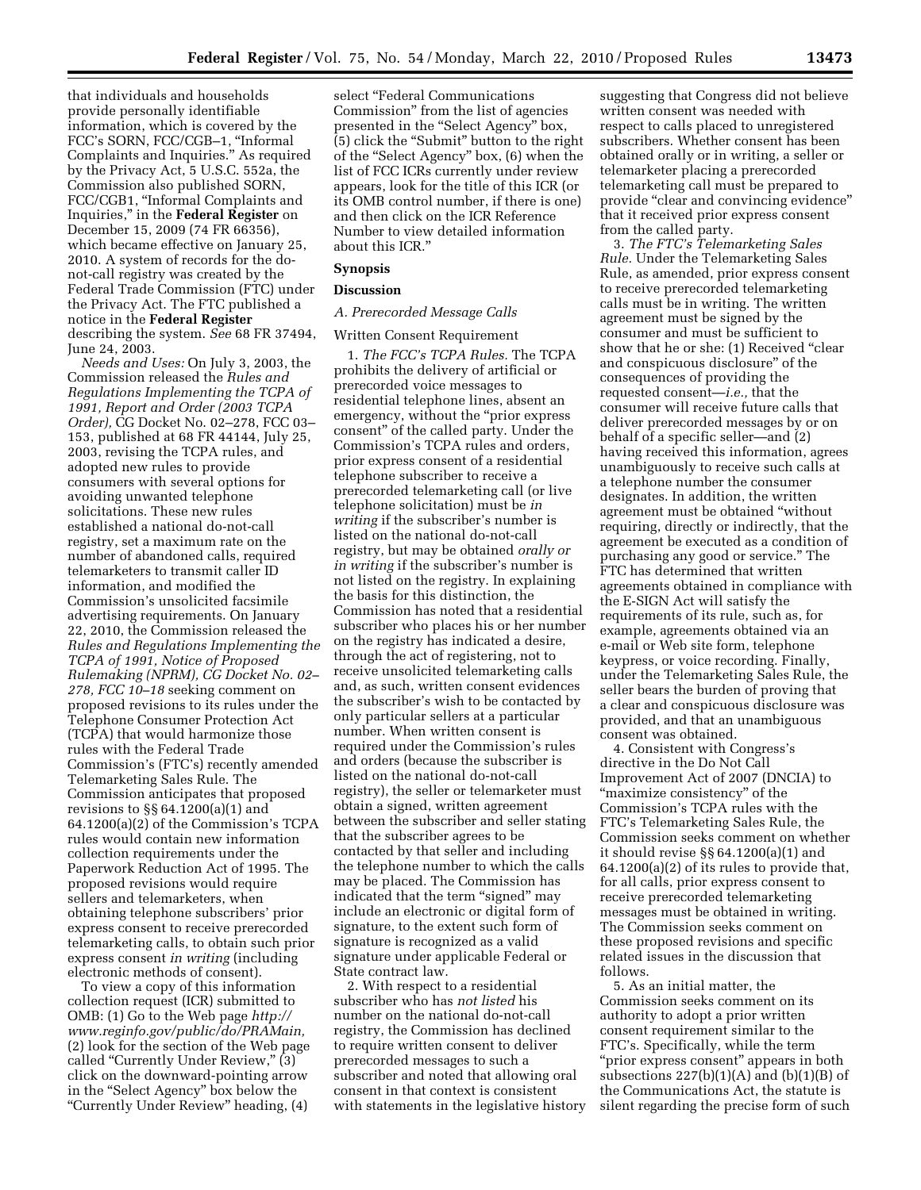that individuals and households provide personally identifiable information, which is covered by the FCC's SORN, FCC/CGB–1, "Informal Complaints and Inquiries." As required by the Privacy Act, 5 U.S.C. 552a, the Commission also published SORN, FCC/CGB1, "Informal Complaints and Inquiries," in the **Federal Register** on December 15, 2009 (74 FR 66356), which became effective on January 25, 2010. A system of records for the do-not-call registry was created by the Federal Trade Commission (FTC) under the Privacy Act. The FTC published a notice in the **Federal Register** describing the system. *See* 68 FR 37494, June 24, 2003.

*Needs and Uses:* On July 3, 2003, the Commission released the *Rules and Regulations Implementing the TCPA of 1991, Report and Order (2003 TCPA Order),* CG Docket No. 02–278, FCC 03–153, published at 68 FR 44144, July 25, 2003, revising the TCPA rules, and adopted new rules to provide consumers with several options for avoiding unwanted telephone solicitations. These new rules established a national do-not-call registry, set a maximum rate on the number of abandoned calls, required telemarketers to transmit caller ID information, and modified the Commission's unsolicited facsimile advertising requirements. On January 22, 2010, the Commission released the *Rules and Regulations Implementing the TCPA of 1991, Notice of Proposed Rulemaking (NPRM), CG Docket No. 02–278, FCC 10–18* seeking comment on proposed revisions to its rules under the Telephone Consumer Protection Act (TCPA) that would harmonize those rules with the Federal Trade Commission's (FTC's) recently amended Telemarketing Sales Rule. The Commission anticipates that proposed revisions to §§ 64.1200(a)(1) and 64.1200(a)(2) of the Commission's TCPA rules would contain new information collection requirements under the Paperwork Reduction Act of 1995. The proposed revisions would require sellers and telemarketers, when obtaining telephone subscribers' prior express consent to receive prerecorded telemarketing calls, to obtain such prior express consent *in writing* (including electronic methods of consent).

To view a copy of this information collection request (ICR) submitted to OMB: (1) Go to the Web page *http://www.reginfo.gov/public/do/PRAMain,* (2) look for the section of the Web page called "Currently Under Review," (3) click on the downward-pointing arrow in the "Select Agency" box below the "Currently Under Review" heading, (4) select "Federal Communications Commission" from the list of agencies presented in the "Select Agency" box, (5) click the "Submit" button to the right of the "Select Agency" box, (6) when the list of FCC ICRs currently under review appears, look for the title of this ICR (or its OMB control number, if there is one) and then click on the ICR Reference Number to view detailed information about this ICR."

## Synopsis

## Discussion

### *A. Prerecorded Message Calls*

Written Consent Requirement

1. *The FCC's TCPA Rules.* The TCPA prohibits the delivery of artificial or prerecorded voice messages to residential telephone lines, absent an emergency, without the "prior express consent" of the called party. Under the Commission's TCPA rules and orders, prior express consent of a residential telephone subscriber to receive a prerecorded telemarketing call (or live telephone solicitation) must be *in writing* if the subscriber's number is listed on the national do-not-call registry, but may be obtained *orally or in writing* if the subscriber's number is not listed on the registry. In explaining the basis for this distinction, the Commission has noted that a residential subscriber who places his or her number on the registry has indicated a desire, through the act of registering, not to receive unsolicited telemarketing calls and, as such, written consent evidences the subscriber's wish to be contacted by only particular sellers at a particular number. When written consent is required under the Commission's rules and orders (because the subscriber is listed on the national do-not-call registry), the seller or telemarketer must obtain a signed, written agreement between the subscriber and seller stating that the subscriber agrees to be contacted by that seller and including the telephone number to which the calls may be placed. The Commission has indicated that the term "signed" may include an electronic or digital form of signature, to the extent such form of signature is recognized as a valid signature under applicable Federal or State contract law.

2. With respect to a residential subscriber who has *not listed* his number on the national do-not-call registry, the Commission has declined to require written consent to deliver prerecorded messages to such a subscriber and noted that allowing oral consent in that context is consistent with statements in the legislative history suggesting that Congress did not believe written consent was needed with respect to calls placed to unregistered subscribers. Whether consent has been obtained orally or in writing, a seller or telemarketer placing a prerecorded telemarketing call must be prepared to provide "clear and convincing evidence" that it received prior express consent from the called party.

3. *The FTC's Telemarketing Sales Rule.* Under the Telemarketing Sales Rule, as amended, prior express consent to receive prerecorded telemarketing calls must be in writing. The written agreement must be signed by the consumer and must be sufficient to show that he or she: (1) Received "clear and conspicuous disclosure" of the consequences of providing the requested consent—*i.e.,* that the consumer will receive future calls that deliver prerecorded messages by or on behalf of a specific seller—and (2) having received this information, agrees unambiguously to receive such calls at a telephone number the consumer designates. In addition, the written agreement must be obtained "without requiring, directly or indirectly, that the agreement be executed as a condition of purchasing any good or service." The FTC has determined that written agreements obtained in compliance with the E-SIGN Act will satisfy the requirements of its rule, such as, for example, agreements obtained via an e-mail or Web site form, telephone keypress, or voice recording. Finally, under the Telemarketing Sales Rule, the seller bears the burden of proving that a clear and conspicuous disclosure was provided, and that an unambiguous consent was obtained.

4. Consistent with Congress's directive in the Do Not Call Improvement Act of 2007 (DNCIA) to "maximize consistency" of the Commission's TCPA rules with the FTC's Telemarketing Sales Rule, the Commission seeks comment on whether it should revise §§ 64.1200(a)(1) and 64.1200(a)(2) of its rules to provide that, for all calls, prior express consent to receive prerecorded telemarketing messages must be obtained in writing. The Commission seeks comment on these proposed revisions and specific related issues in the discussion that follows.

5. As an initial matter, the Commission seeks comment on its authority to adopt a prior written consent requirement similar to the FTC's. Specifically, while the term "prior express consent" appears in both subsections 227(b)(1)(A) and (b)(1)(B) of the Communications Act, the statute is silent regarding the precise form of such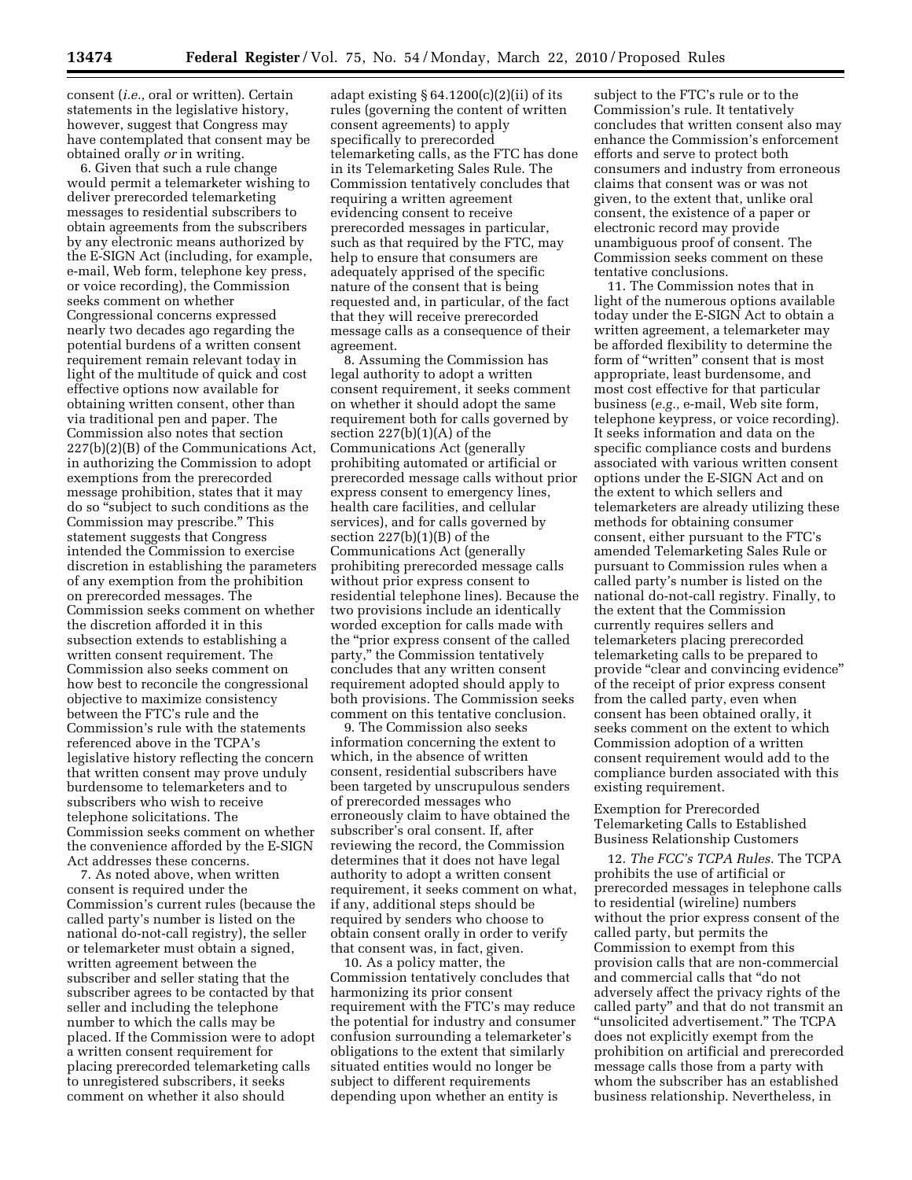consent (*i.e.,* oral or written). Certain statements in the legislative history, however, suggest that Congress may have contemplated that consent may be obtained orally *or* in writing.

6. Given that such a rule change would permit a telemarketer wishing to deliver prerecorded telemarketing messages to residential subscribers to obtain agreements from the subscribers by any electronic means authorized by the E-SIGN Act (including, for example, e-mail, Web form, telephone key press, or voice recording), the Commission seeks comment on whether Congressional concerns expressed nearly two decades ago regarding the potential burdens of a written consent requirement remain relevant today in light of the multitude of quick and cost effective options now available for obtaining written consent, other than via traditional pen and paper. The Commission also notes that section 227(b)(2)(B) of the Communications Act, in authorizing the Commission to adopt exemptions from the prerecorded message prohibition, states that it may do so "subject to such conditions as the Commission may prescribe." This statement suggests that Congress intended the Commission to exercise discretion in establishing the parameters of any exemption from the prohibition on prerecorded messages. The Commission seeks comment on whether the discretion afforded it in this subsection extends to establishing a written consent requirement. The Commission also seeks comment on how best to reconcile the congressional objective to maximize consistency between the FTC's rule and the Commission's rule with the statements referenced above in the TCPA's legislative history reflecting the concern that written consent may prove unduly burdensome to telemarketers and to subscribers who wish to receive telephone solicitations. The Commission seeks comment on whether the convenience afforded by the E-SIGN Act addresses these concerns.

7. As noted above, when written consent is required under the Commission's current rules (because the called party's number is listed on the national do-not-call registry), the seller or telemarketer must obtain a signed, written agreement between the subscriber and seller stating that the subscriber agrees to be contacted by that seller and including the telephone number to which the calls may be placed. If the Commission were to adopt a written consent requirement for placing prerecorded telemarketing calls to unregistered subscribers, it seeks comment on whether it also should adapt existing § 64.1200(c)(2)(ii) of its rules (governing the content of written consent agreements) to apply specifically to prerecorded telemarketing calls, as the FTC has done in its Telemarketing Sales Rule. The Commission tentatively concludes that requiring a written agreement evidencing consent to receive prerecorded messages in particular, such as that required by the FTC, may help to ensure that consumers are adequately apprised of the specific nature of the consent that is being requested and, in particular, of the fact that they will receive prerecorded message calls as a consequence of their agreement.

8. Assuming the Commission has legal authority to adopt a written consent requirement, it seeks comment on whether it should adopt the same requirement both for calls governed by section 227(b)(1)(A) of the Communications Act (generally prohibiting automated or artificial or prerecorded message calls without prior express consent to emergency lines, health care facilities, and cellular services), and for calls governed by section 227(b)(1)(B) of the Communications Act (generally prohibiting prerecorded message calls without prior express consent to residential telephone lines). Because the two provisions include an identically worded exception for calls made with the "prior express consent of the called party," the Commission tentatively concludes that any written consent requirement adopted should apply to both provisions. The Commission seeks comment on this tentative conclusion.

9. The Commission also seeks information concerning the extent to which, in the absence of written consent, residential subscribers have been targeted by unscrupulous senders of prerecorded messages who erroneously claim to have obtained the subscriber's oral consent. If, after reviewing the record, the Commission determines that it does not have legal authority to adopt a written consent requirement, it seeks comment on what, if any, additional steps should be required by senders who choose to obtain consent orally in order to verify that consent was, in fact, given.

10. As a policy matter, the Commission tentatively concludes that harmonizing its prior consent requirement with the FTC's may reduce the potential for industry and consumer confusion surrounding a telemarketer's obligations to the extent that similarly situated entities would no longer be subject to different requirements depending upon whether an entity is subject to the FTC's rule or to the Commission's rule. It tentatively concludes that written consent also may enhance the Commission's enforcement efforts and serve to protect both consumers and industry from erroneous claims that consent was or was not given, to the extent that, unlike oral consent, the existence of a paper or electronic record may provide unambiguous proof of consent. The Commission seeks comment on these tentative conclusions.

11. The Commission notes that in light of the numerous options available today under the E-SIGN Act to obtain a written agreement, a telemarketer may be afforded flexibility to determine the form of "written" consent that is most appropriate, least burdensome, and most cost effective for that particular business (*e.g.,* e-mail, Web site form, telephone keypress, or voice recording). It seeks information and data on the specific compliance costs and burdens associated with various written consent options under the E-SIGN Act and on the extent to which sellers and telemarketers are already utilizing these methods for obtaining consumer consent, either pursuant to the FTC's amended Telemarketing Sales Rule or pursuant to Commission rules when a called party's number is listed on the national do-not-call registry. Finally, to the extent that the Commission currently requires sellers and telemarketers placing prerecorded telemarketing calls to be prepared to provide "clear and convincing evidence" of the receipt of prior express consent from the called party, even when consent has been obtained orally, it seeks comment on the extent to which Commission adoption of a written consent requirement would add to the compliance burden associated with this existing requirement.

Exemption for Prerecorded Telemarketing Calls to Established Business Relationship Customers

12. *The FCC's TCPA Rules.* The TCPA prohibits the use of artificial or prerecorded messages in telephone calls to residential (wireline) numbers without the prior express consent of the called party, but permits the Commission to exempt from this provision calls that are non-commercial and commercial calls that "do not adversely affect the privacy rights of the called party" and that do not transmit an "unsolicited advertisement." The TCPA does not explicitly exempt from the prohibition on artificial and prerecorded message calls those from a party with whom the subscriber has an established business relationship. Nevertheless, in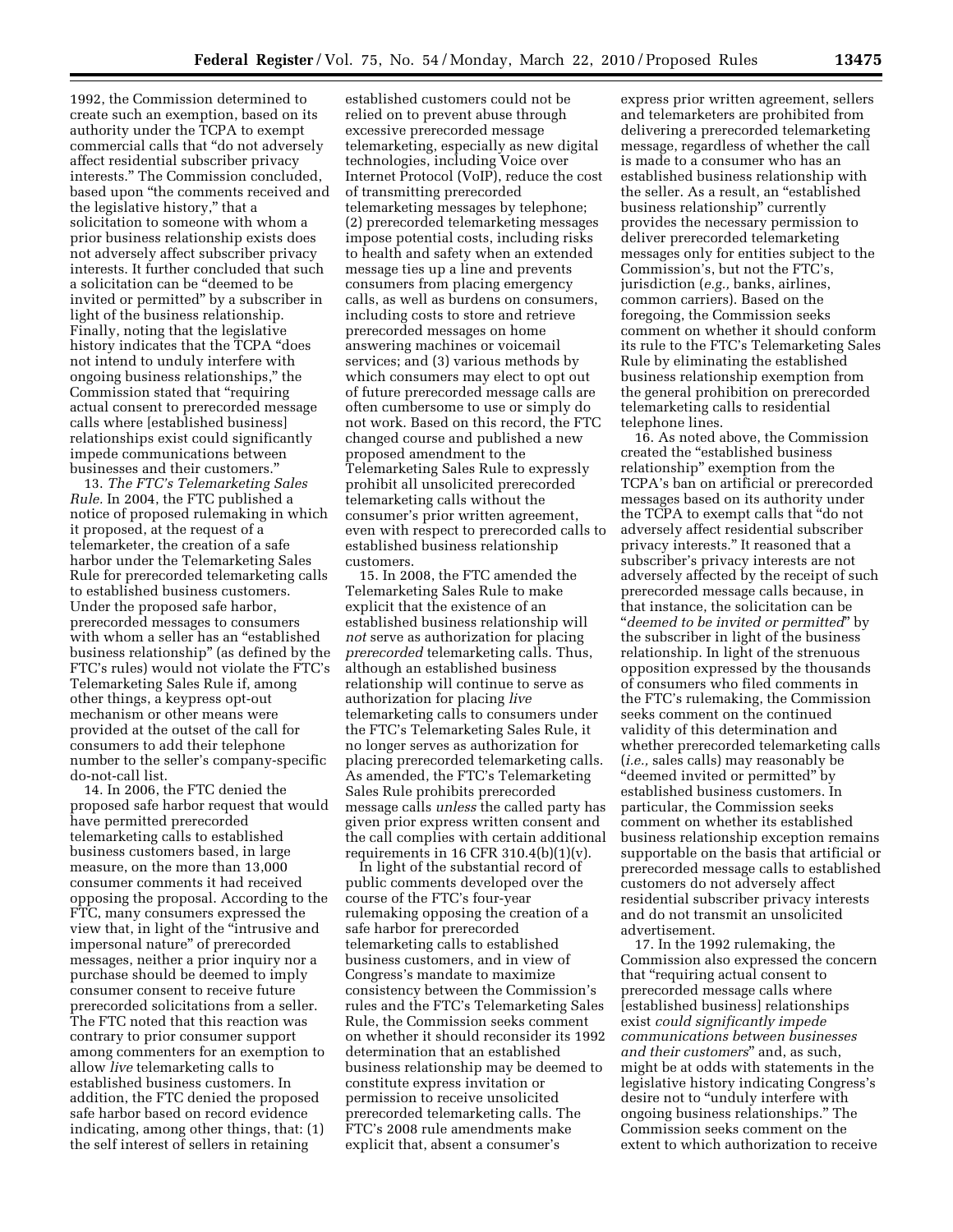1992, the Commission determined to create such an exemption, based on its authority under the TCPA to exempt commercial calls that "do not adversely affect residential subscriber privacy interests." The Commission concluded, based upon "the comments received and the legislative history," that a solicitation to someone with whom a prior business relationship exists does not adversely affect subscriber privacy interests. It further concluded that such a solicitation can be "deemed to be invited or permitted" by a subscriber in light of the business relationship. Finally, noting that the legislative history indicates that the TCPA "does not intend to unduly interfere with ongoing business relationships," the Commission stated that "requiring actual consent to prerecorded message calls where [established business] relationships exist could significantly impede communications between businesses and their customers."

13. *The FTC's Telemarketing Sales Rule.* In 2004, the FTC published a notice of proposed rulemaking in which it proposed, at the request of a telemarketer, the creation of a safe harbor under the Telemarketing Sales Rule for prerecorded telemarketing calls to established business customers. Under the proposed safe harbor, prerecorded messages to consumers with whom a seller has an "established business relationship" (as defined by the FTC's rules) would not violate the FTC's Telemarketing Sales Rule if, among other things, a keypress opt-out mechanism or other means were provided at the outset of the call for consumers to add their telephone number to the seller's company-specific do-not-call list.

14. In 2006, the FTC denied the proposed safe harbor request that would have permitted prerecorded telemarketing calls to established business customers based, in large measure, on the more than 13,000 consumer comments it had received opposing the proposal. According to the FTC, many consumers expressed the view that, in light of the "intrusive and impersonal nature" of prerecorded messages, neither a prior inquiry nor a purchase should be deemed to imply consumer consent to receive future prerecorded solicitations from a seller. The FTC noted that this reaction was contrary to prior consumer support among commenters for an exemption to allow *live* telemarketing calls to established business customers. In addition, the FTC denied the proposed safe harbor based on record evidence indicating, among other things, that: (1) the self interest of sellers in retaining established customers could not be relied on to prevent abuse through excessive prerecorded message telemarketing, especially as new digital technologies, including Voice over Internet Protocol (VoIP), reduce the cost of transmitting prerecorded telemarketing messages by telephone; (2) prerecorded telemarketing messages impose potential costs, including risks to health and safety when an extended message ties up a line and prevents consumers from placing emergency calls, as well as burdens on consumers, including costs to store and retrieve prerecorded messages on home answering machines or voicemail services; and (3) various methods by which consumers may elect to opt out of future prerecorded message calls are often cumbersome to use or simply do not work. Based on this record, the FTC changed course and published a new proposed amendment to the Telemarketing Sales Rule to expressly prohibit all unsolicited prerecorded telemarketing calls without the consumer's prior written agreement, even with respect to prerecorded calls to established business relationship customers.

15. In 2008, the FTC amended the Telemarketing Sales Rule to make explicit that the existence of an established business relationship will *not* serve as authorization for placing *prerecorded* telemarketing calls. Thus, although an established business relationship will continue to serve as authorization for placing *live* telemarketing calls to consumers under the FTC's Telemarketing Sales Rule, it no longer serves as authorization for placing prerecorded telemarketing calls. As amended, the FTC's Telemarketing Sales Rule prohibits prerecorded message calls *unless* the called party has given prior express written consent and the call complies with certain additional requirements in 16 CFR 310.4(b)(1)(v).

In light of the substantial record of public comments developed over the course of the FTC's four-year rulemaking opposing the creation of a safe harbor for prerecorded telemarketing calls to established business customers, and in view of Congress's mandate to maximize consistency between the Commission's rules and the FTC's Telemarketing Sales Rule, the Commission seeks comment on whether it should reconsider its 1992 determination that an established business relationship may be deemed to constitute express invitation or permission to receive unsolicited prerecorded telemarketing calls. The FTC's 2008 rule amendments make explicit that, absent a consumer's express prior written agreement, sellers and telemarketers are prohibited from delivering a prerecorded telemarketing message, regardless of whether the call is made to a consumer who has an established business relationship with the seller. As a result, an "established business relationship" currently provides the necessary permission to deliver prerecorded telemarketing messages only for entities subject to the Commission's, but not the FTC's, jurisdiction (*e.g.,* banks, airlines, common carriers). Based on the foregoing, the Commission seeks comment on whether it should conform its rule to the FTC's Telemarketing Sales Rule by eliminating the established business relationship exemption from the general prohibition on prerecorded telemarketing calls to residential telephone lines.

16. As noted above, the Commission created the "established business relationship" exemption from the TCPA's ban on artificial or prerecorded messages based on its authority under the TCPA to exempt calls that "do not adversely affect residential subscriber privacy interests." It reasoned that a subscriber's privacy interests are not adversely affected by the receipt of such prerecorded message calls because, in that instance, the solicitation can be "*deemed to be invited or permitted*" by the subscriber in light of the business relationship. In light of the strenuous opposition expressed by the thousands of consumers who filed comments in the FTC's rulemaking, the Commission seeks comment on the continued validity of this determination and whether prerecorded telemarketing calls (*i.e.,* sales calls) may reasonably be "deemed invited or permitted" by established business customers. In particular, the Commission seeks comment on whether its established business relationship exception remains supportable on the basis that artificial or prerecorded message calls to established customers do not adversely affect residential subscriber privacy interests and do not transmit an unsolicited advertisement.

17. In the 1992 rulemaking, the Commission also expressed the concern that "requiring actual consent to prerecorded message calls where [established business] relationships exist *could significantly impede communications between businesses and their customers*" and, as such, might be at odds with statements in the legislative history indicating Congress's desire not to "unduly interfere with ongoing business relationships." The Commission seeks comment on the extent to which authorization to receive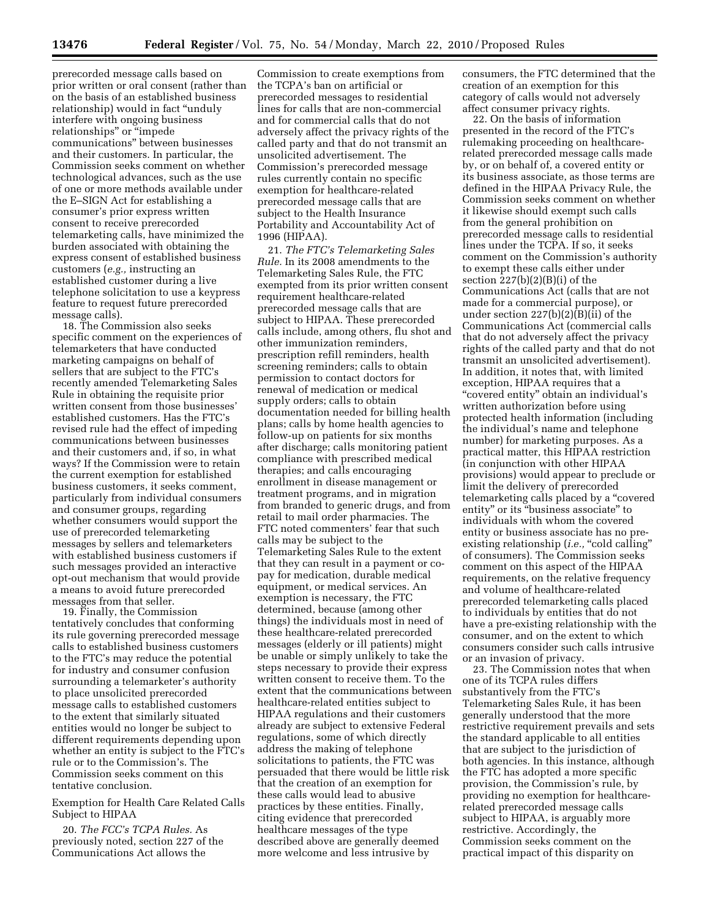prerecorded message calls based on prior written or oral consent (rather than on the basis of an established business relationship) would in fact "unduly interfere with ongoing business relationships" or "impede communications" between businesses and their customers. In particular, the Commission seeks comment on whether technological advances, such as the use of one or more methods available under the E–SIGN Act for establishing a consumer's prior express written consent to receive prerecorded telemarketing calls, have minimized the burden associated with obtaining the express consent of established business customers (*e.g.,* instructing an established customer during a live telephone solicitation to use a keypress feature to request future prerecorded message calls).

18. The Commission also seeks specific comment on the experiences of telemarketers that have conducted marketing campaigns on behalf of sellers that are subject to the FTC's recently amended Telemarketing Sales Rule in obtaining the requisite prior written consent from those businesses' established customers. Has the FTC's revised rule had the effect of impeding communications between businesses and their customers and, if so, in what ways? If the Commission were to retain the current exemption for established business customers, it seeks comment, particularly from individual consumers and consumer groups, regarding whether consumers would support the use of prerecorded telemarketing messages by sellers and telemarketers with established business customers if such messages provided an interactive opt-out mechanism that would provide a means to avoid future prerecorded messages from that seller.

19. Finally, the Commission tentatively concludes that conforming its rule governing prerecorded message calls to established business customers to the FTC's may reduce the potential for industry and consumer confusion surrounding a telemarketer's authority to place unsolicited prerecorded message calls to established customers to the extent that similarly situated entities would no longer be subject to different requirements depending upon whether an entity is subject to the FTC's rule or to the Commission's. The Commission seeks comment on this tentative conclusion.

Exemption for Health Care Related Calls Subject to HIPAA

20. *The FCC's TCPA Rules.* As previously noted, section 227 of the Communications Act allows the Commission to create exemptions from the TCPA's ban on artificial or prerecorded messages to residential lines for calls that are non-commercial and for commercial calls that do not adversely affect the privacy rights of the called party and that do not transmit an unsolicited advertisement. The Commission's prerecorded message rules currently contain no specific exemption for healthcare-related prerecorded message calls that are subject to the Health Insurance Portability and Accountability Act of 1996 (HIPAA).

21. *The FTC's Telemarketing Sales Rule.* In its 2008 amendments to the Telemarketing Sales Rule, the FTC exempted from its prior written consent requirement healthcare-related prerecorded message calls that are subject to HIPAA. These prerecorded calls include, among others, flu shot and other immunization reminders, prescription refill reminders, health screening reminders; calls to obtain permission to contact doctors for renewal of medication or medical supply orders; calls to obtain documentation needed for billing health plans; calls by home health agencies to follow-up on patients for six months after discharge; calls monitoring patient compliance with prescribed medical therapies; and calls encouraging enrollment in disease management or treatment programs, and in migration from branded to generic drugs, and from retail to mail order pharmacies. The FTC noted commenters' fear that such calls may be subject to the Telemarketing Sales Rule to the extent that they can result in a payment or co-pay for medication, durable medical equipment, or medical services. An exemption is necessary, the FTC determined, because (among other things) the individuals most in need of these healthcare-related prerecorded messages (elderly or ill patients) might be unable or simply unlikely to take the steps necessary to provide their express written consent to receive them. To the extent that the communications between healthcare-related entities subject to HIPAA regulations and their customers already are subject to extensive Federal regulations, some of which directly address the making of telephone solicitations to patients, the FTC was persuaded that there would be little risk that the creation of an exemption for these calls would lead to abusive practices by these entities. Finally, citing evidence that prerecorded healthcare messages of the type described above are generally deemed more welcome and less intrusive by consumers, the FTC determined that the creation of an exemption for this category of calls would not adversely affect consumer privacy rights.

22. On the basis of information presented in the record of the FTC's rulemaking proceeding on healthcare-related prerecorded message calls made by, or on behalf of, a covered entity or its business associate, as those terms are defined in the HIPAA Privacy Rule, the Commission seeks comment on whether it likewise should exempt such calls from the general prohibition on prerecorded message calls to residential lines under the TCPA. If so, it seeks comment on the Commission's authority to exempt these calls either under section 227(b)(2)(B)(i) of the Communications Act (calls that are not made for a commercial purpose), or under section 227(b)(2)(B)(ii) of the Communications Act (commercial calls that do not adversely affect the privacy rights of the called party and that do not transmit an unsolicited advertisement). In addition, it notes that, with limited exception, HIPAA requires that a "covered entity" obtain an individual's written authorization before using protected health information (including the individual's name and telephone number) for marketing purposes. As a practical matter, this HIPAA restriction (in conjunction with other HIPAA provisions) would appear to preclude or limit the delivery of prerecorded telemarketing calls placed by a "covered entity" or its "business associate" to individuals with whom the covered entity or business associate has no pre-existing relationship (*i.e.,* "cold calling" of consumers). The Commission seeks comment on this aspect of the HIPAA requirements, on the relative frequency and volume of healthcare-related prerecorded telemarketing calls placed to individuals by entities that do not have a pre-existing relationship with the consumer, and on the extent to which consumers consider such calls intrusive or an invasion of privacy.

23. The Commission notes that when one of its TCPA rules differs substantively from the FTC's Telemarketing Sales Rule, it has been generally understood that the more restrictive requirement prevails and sets the standard applicable to all entities that are subject to the jurisdiction of both agencies. In this instance, although the FTC has adopted a more specific provision, the Commission's rule, by providing no exemption for healthcare-related prerecorded message calls subject to HIPAA, is arguably more restrictive. Accordingly, the Commission seeks comment on the practical impact of this disparity on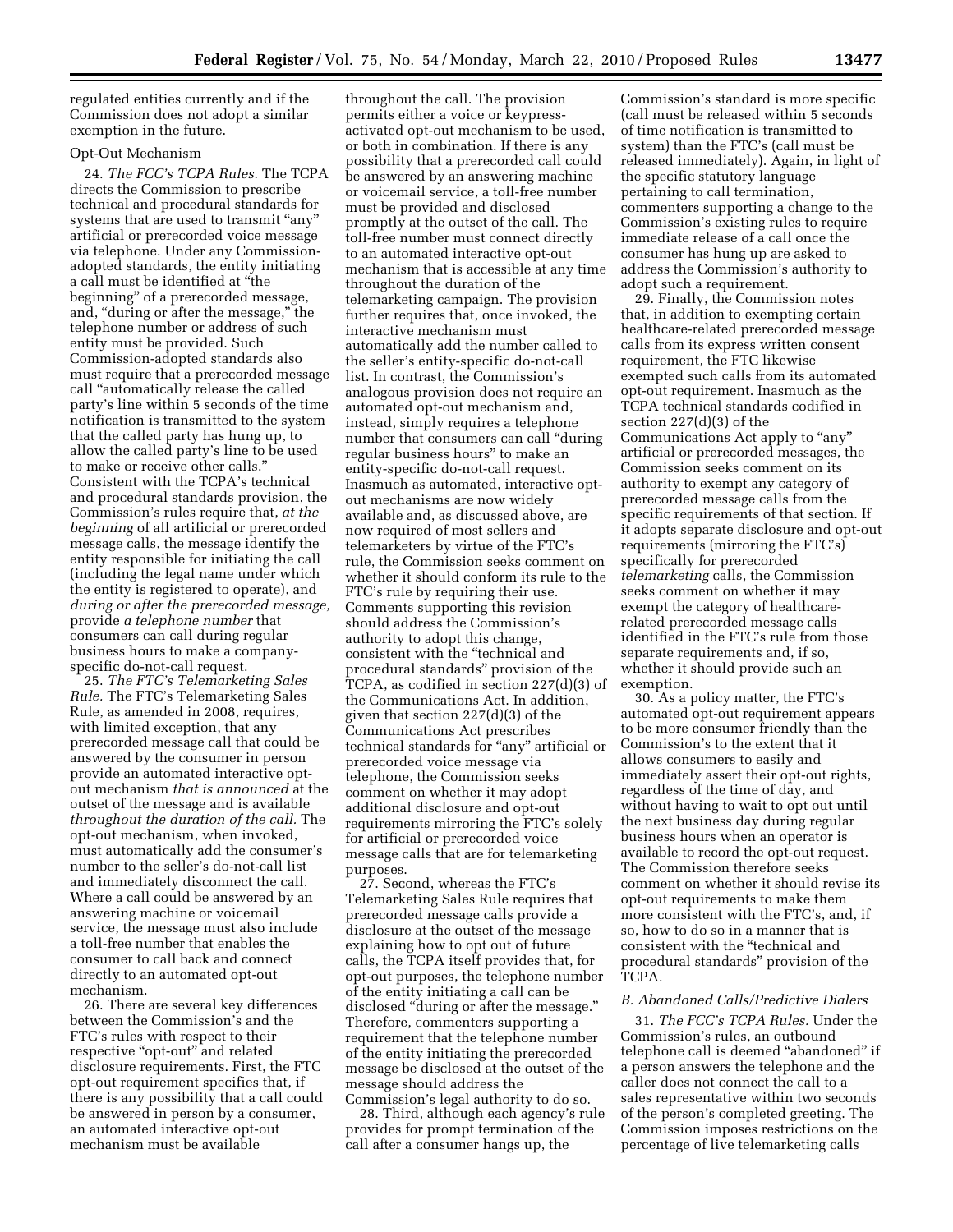regulated entities currently and if the Commission does not adopt a similar exemption in the future.

Opt-Out Mechanism

24. *The FCC's TCPA Rules.* The TCPA directs the Commission to prescribe technical and procedural standards for systems that are used to transmit "any" artificial or prerecorded voice message via telephone. Under any Commission-adopted standards, the entity initiating a call must be identified at "the beginning" of a prerecorded message, and, "during or after the message," the telephone number or address of such entity must be provided. Such Commission-adopted standards also must require that a prerecorded message call "automatically release the called party's line within 5 seconds of the time notification is transmitted to the system that the called party has hung up, to allow the called party's line to be used to make or receive other calls." Consistent with the TCPA's technical and procedural standards provision, the Commission's rules require that, *at the beginning* of all artificial or prerecorded message calls, the message identify the entity responsible for initiating the call (including the legal name under which the entity is registered to operate), and *during or after the prerecorded message,* provide *a telephone number* that consumers can call during regular business hours to make a company-specific do-not-call request.

25. *The FTC's Telemarketing Sales Rule.* The FTC's Telemarketing Sales Rule, as amended in 2008, requires, with limited exception, that any prerecorded message call that could be answered by the consumer in person provide an automated interactive opt-out mechanism *that is announced* at the outset of the message and is available *throughout the duration of the call.* The opt-out mechanism, when invoked, must automatically add the consumer's number to the seller's do-not-call list and immediately disconnect the call. Where a call could be answered by an answering machine or voicemail service, the message must also include a toll-free number that enables the consumer to call back and connect directly to an automated opt-out mechanism.

26. There are several key differences between the Commission's and the FTC's rules with respect to their respective "opt-out" and related disclosure requirements. First, the FTC opt-out requirement specifies that, if there is any possibility that a call could be answered in person by a consumer, an automated interactive opt-out mechanism must be available throughout the call. The provision permits either a voice or keypress-activated opt-out mechanism to be used, or both in combination. If there is any possibility that a prerecorded call could be answered by an answering machine or voicemail service, a toll-free number must be provided and disclosed promptly at the outset of the call. The toll-free number must connect directly to an automated interactive opt-out mechanism that is accessible at any time throughout the duration of the telemarketing campaign. The provision further requires that, once invoked, the interactive mechanism must automatically add the number called to the seller's entity-specific do-not-call list. In contrast, the Commission's analogous provision does not require an automated opt-out mechanism and, instead, simply requires a telephone number that consumers can call "during regular business hours" to make an entity-specific do-not-call request. Inasmuch as automated, interactive opt-out mechanisms are now widely available and, as discussed above, are now required of most sellers and telemarketers by virtue of the FTC's rule, the Commission seeks comment on whether it should conform its rule to the FTC's rule by requiring their use. Comments supporting this revision should address the Commission's authority to adopt this change, consistent with the "technical and procedural standards" provision of the TCPA, as codified in section 227(d)(3) of the Communications Act. In addition, given that section 227(d)(3) of the Communications Act prescribes technical standards for "any" artificial or prerecorded voice message via telephone, the Commission seeks comment on whether it may adopt additional disclosure and opt-out requirements mirroring the FTC's solely for artificial or prerecorded voice message calls that are for telemarketing purposes.

27. Second, whereas the FTC's Telemarketing Sales Rule requires that prerecorded message calls provide a disclosure at the outset of the message explaining how to opt out of future calls, the TCPA itself provides that, for opt-out purposes, the telephone number of the entity initiating a call can be disclosed "during or after the message." Therefore, commenters supporting a requirement that the telephone number of the entity initiating the prerecorded message be disclosed at the outset of the message should address the Commission's legal authority to do so.

28. Third, although each agency's rule provides for prompt termination of the call after a consumer hangs up, the Commission's standard is more specific (call must be released within 5 seconds of time notification is transmitted to system) than the FTC's (call must be released immediately). Again, in light of the specific statutory language pertaining to call termination, commenters supporting a change to the Commission's existing rules to require immediate release of a call once the consumer has hung up are asked to address the Commission's authority to adopt such a requirement.

29. Finally, the Commission notes that, in addition to exempting certain healthcare-related prerecorded message calls from its express written consent requirement, the FTC likewise exempted such calls from its automated opt-out requirement. Inasmuch as the TCPA technical standards codified in section 227(d)(3) of the Communications Act apply to "any" artificial or prerecorded messages, the Commission seeks comment on its authority to exempt any category of prerecorded message calls from the specific requirements of that section. If it adopts separate disclosure and opt-out requirements (mirroring the FTC's) specifically for prerecorded *telemarketing* calls, the Commission seeks comment on whether it may exempt the category of healthcare-related prerecorded message calls identified in the FTC's rule from those separate requirements and, if so, whether it should provide such an exemption.

30. As a policy matter, the FTC's automated opt-out requirement appears to be more consumer friendly than the Commission's to the extent that it allows consumers to easily and immediately assert their opt-out rights, regardless of the time of day, and without having to wait to opt out until the next business day during regular business hours when an operator is available to record the opt-out request. The Commission therefore seeks comment on whether it should revise its opt-out requirements to make them more consistent with the FTC's, and, if so, how to do so in a manner that is consistent with the "technical and procedural standards" provision of the TCPA.

### *B. Abandoned Calls/Predictive Dialers*

31. *The FCC's TCPA Rules.* Under the Commission's rules, an outbound telephone call is deemed "abandoned" if a person answers the telephone and the caller does not connect the call to a sales representative within two seconds of the person's completed greeting. The Commission imposes restrictions on the percentage of live telemarketing calls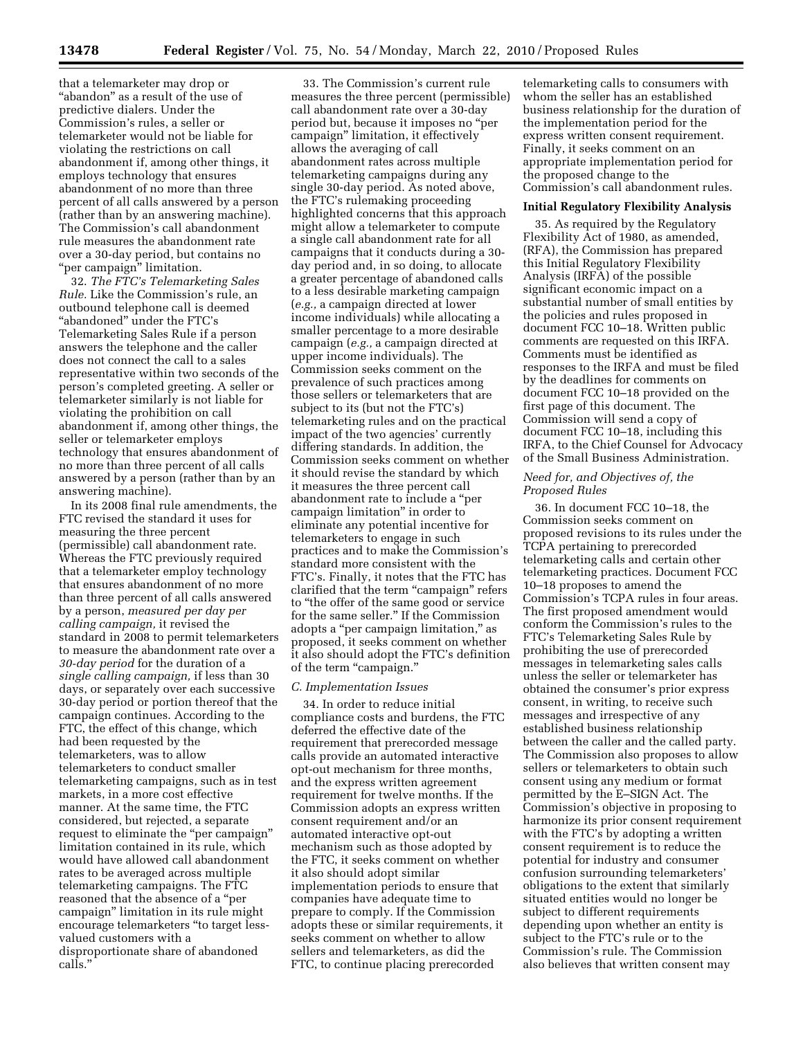that a telemarketer may drop or "abandon" as a result of the use of predictive dialers. Under the Commission's rules, a seller or telemarketer would not be liable for violating the restrictions on call abandonment if, among other things, it employs technology that ensures abandonment of no more than three percent of all calls answered by a person (rather than by an answering machine). The Commission's call abandonment rule measures the abandonment rate over a 30-day period, but contains no "per campaign" limitation.

32. *The FTC's Telemarketing Sales Rule.* Like the Commission's rule, an outbound telephone call is deemed "abandoned" under the FTC's Telemarketing Sales Rule if a person answers the telephone and the caller does not connect the call to a sales representative within two seconds of the person's completed greeting. A seller or telemarketer similarly is not liable for violating the prohibition on call abandonment if, among other things, the seller or telemarketer employs technology that ensures abandonment of no more than three percent of all calls answered by a person (rather than by an answering machine).

In its 2008 final rule amendments, the FTC revised the standard it uses for measuring the three percent (permissible) call abandonment rate. Whereas the FTC previously required that a telemarketer employ technology that ensures abandonment of no more than three percent of all calls answered by a person, *measured per day per calling campaign,* it revised the standard in 2008 to permit telemarketers to measure the abandonment rate over a *30-day period* for the duration of a *single calling campaign,* if less than 30 days, or separately over each successive 30-day period or portion thereof that the campaign continues. According to the FTC, the effect of this change, which had been requested by the telemarketers, was to allow telemarketers to conduct smaller telemarketing campaigns, such as in test markets, in a more cost effective manner. At the same time, the FTC considered, but rejected, a separate request to eliminate the "per campaign" limitation contained in its rule, which would have allowed call abandonment rates to be averaged across multiple telemarketing campaigns. The FTC reasoned that the absence of a "per campaign" limitation in its rule might encourage telemarketers "to target less-valued customers with a disproportionate share of abandoned calls."

33. The Commission's current rule measures the three percent (permissible) call abandonment rate over a 30-day period but, because it imposes no "per campaign" limitation, it effectively allows the averaging of call abandonment rates across multiple telemarketing campaigns during any single 30-day period. As noted above, the FTC's rulemaking proceeding highlighted concerns that this approach might allow a telemarketer to compute a single call abandonment rate for all campaigns that it conducts during a 30-day period and, in so doing, to allocate a greater percentage of abandoned calls to a less desirable marketing campaign (*e.g.,* a campaign directed at lower income individuals) while allocating a smaller percentage to a more desirable campaign (*e.g.,* a campaign directed at upper income individuals). The Commission seeks comment on the prevalence of such practices among those sellers or telemarketers that are subject to its (but not the FTC's) telemarketing rules and on the practical impact of the two agencies' currently differing standards. In addition, the Commission seeks comment on whether it should revise the standard by which it measures the three percent call abandonment rate to include a "per campaign limitation" in order to eliminate any potential incentive for telemarketers to engage in such practices and to make the Commission's standard more consistent with the FTC's. Finally, it notes that the FTC has clarified that the term "campaign" refers to "the offer of the same good or service for the same seller." If the Commission adopts a "per campaign limitation," as proposed, it seeks comment on whether it also should adopt the FTC's definition of the term "campaign."

### *C. Implementation Issues*

34. In order to reduce initial compliance costs and burdens, the FTC deferred the effective date of the requirement that prerecorded message calls provide an automated interactive opt-out mechanism for three months, and the express written agreement requirement for twelve months. If the Commission adopts an express written consent requirement and/or an automated interactive opt-out mechanism such as those adopted by the FTC, it seeks comment on whether it also should adopt similar implementation periods to ensure that companies have adequate time to prepare to comply. If the Commission adopts these or similar requirements, it seeks comment on whether to allow sellers and telemarketers, as did the FTC, to continue placing prerecorded telemarketing calls to consumers with whom the seller has an established business relationship for the duration of the implementation period for the express written consent requirement. Finally, it seeks comment on an appropriate implementation period for the proposed change to the Commission's call abandonment rules.

## **Initial Regulatory Flexibility Analysis**

35. As required by the Regulatory Flexibility Act of 1980, as amended, (RFA), the Commission has prepared this Initial Regulatory Flexibility Analysis (IRFA) of the possible significant economic impact on a substantial number of small entities by the policies and rules proposed in document FCC 10–18. Written public comments are requested on this IRFA. Comments must be identified as responses to the IRFA and must be filed by the deadlines for comments on document FCC 10–18 provided on the first page of this document. The Commission will send a copy of document FCC 10–18, including this IRFA, to the Chief Counsel for Advocacy of the Small Business Administration.

### *Need for, and Objectives of, the Proposed Rules*

36. In document FCC 10–18, the Commission seeks comment on proposed revisions to its rules under the TCPA pertaining to prerecorded telemarketing calls and certain other telemarketing practices. Document FCC 10–18 proposes to amend the Commission's TCPA rules in four areas. The first proposed amendment would conform the Commission's rules to the FTC's Telemarketing Sales Rule by prohibiting the use of prerecorded messages in telemarketing sales calls unless the seller or telemarketer has obtained the consumer's prior express consent, in writing, to receive such messages and irrespective of any established business relationship between the caller and the called party. The Commission also proposes to allow sellers or telemarketers to obtain such consent using any medium or format permitted by the E–SIGN Act. The Commission's objective in proposing to harmonize its prior consent requirement with the FTC's by adopting a written consent requirement is to reduce the potential for industry and consumer confusion surrounding telemarketers' obligations to the extent that similarly situated entities would no longer be subject to different requirements depending upon whether an entity is subject to the FTC's rule or to the Commission's rule. The Commission also believes that written consent may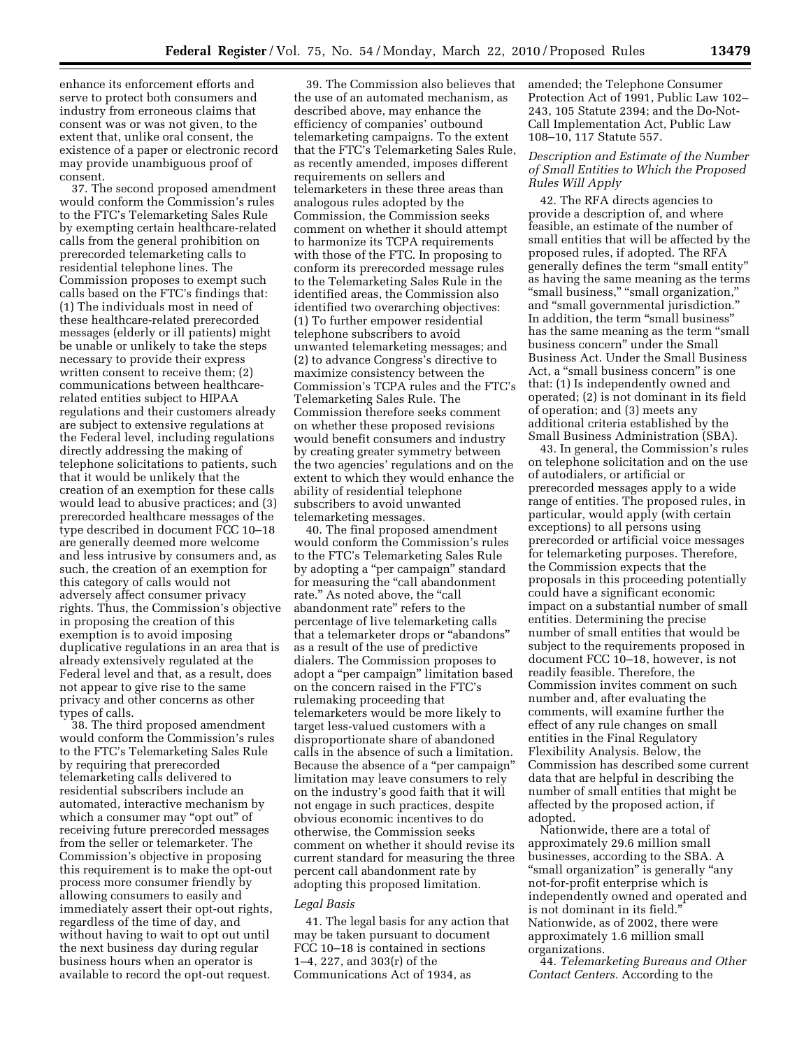enhance its enforcement efforts and serve to protect both consumers and industry from erroneous claims that consent was or was not given, to the extent that, unlike oral consent, the existence of a paper or electronic record may provide unambiguous proof of consent.

37. The second proposed amendment would conform the Commission's rules to the FTC's Telemarketing Sales Rule by exempting certain healthcare-related calls from the general prohibition on prerecorded telemarketing calls to residential telephone lines. The Commission proposes to exempt such calls based on the FTC's findings that: (1) The individuals most in need of these healthcare-related prerecorded messages (elderly or ill patients) might be unable or unlikely to take the steps necessary to provide their express written consent to receive them; (2) communications between healthcare-related entities subject to HIPAA regulations and their customers already are subject to extensive regulations at the Federal level, including regulations directly addressing the making of telephone solicitations to patients, such that it would be unlikely that the creation of an exemption for these calls would lead to abusive practices; and (3) prerecorded healthcare messages of the type described in document FCC 10–18 are generally deemed more welcome and less intrusive by consumers and, as such, the creation of an exemption for this category of calls would not adversely affect consumer privacy rights. Thus, the Commission's objective in proposing the creation of this exemption is to avoid imposing duplicative regulations in an area that is already extensively regulated at the Federal level and that, as a result, does not appear to give rise to the same privacy and other concerns as other types of calls.

38. The third proposed amendment would conform the Commission's rules to the FTC's Telemarketing Sales Rule by requiring that prerecorded telemarketing calls delivered to residential subscribers include an automated, interactive mechanism by which a consumer may "opt out" of receiving future prerecorded messages from the seller or telemarketer. The Commission's objective in proposing this requirement is to make the opt-out process more consumer friendly by allowing consumers to easily and immediately assert their opt-out rights, regardless of the time of day, and without having to wait to opt out until the next business day during regular business hours when an operator is available to record the opt-out request.

39. The Commission also believes that the use of an automated mechanism, as described above, may enhance the efficiency of companies' outbound telemarketing campaigns. To the extent that the FTC's Telemarketing Sales Rule, as recently amended, imposes different requirements on sellers and telemarketers in these three areas than analogous rules adopted by the Commission, the Commission seeks comment on whether it should attempt to harmonize its TCPA requirements with those of the FTC. In proposing to conform its prerecorded message rules to the Telemarketing Sales Rule in the identified areas, the Commission also identified two overarching objectives: (1) To further empower residential telephone subscribers to avoid unwanted telemarketing messages; and (2) to advance Congress's directive to maximize consistency between the Commission's TCPA rules and the FTC's Telemarketing Sales Rule. The Commission therefore seeks comment on whether these proposed revisions would benefit consumers and industry by creating greater symmetry between the two agencies' regulations and on the extent to which they would enhance the ability of residential telephone subscribers to avoid unwanted telemarketing messages.

40. The final proposed amendment would conform the Commission's rules to the FTC's Telemarketing Sales Rule by adopting a "per campaign" standard for measuring the "call abandonment rate." As noted above, the "call abandonment rate" refers to the percentage of live telemarketing calls that a telemarketer drops or "abandons" as a result of the use of predictive dialers. The Commission proposes to adopt a "per campaign" limitation based on the concern raised in the FTC's rulemaking proceeding that telemarketers would be more likely to target less-valued customers with a disproportionate share of abandoned calls in the absence of such a limitation. Because the absence of a "per campaign" limitation may leave consumers to rely on the industry's good faith that it will not engage in such practices, despite obvious economic incentives to do otherwise, the Commission seeks comment on whether it should revise its current standard for measuring the three percent call abandonment rate by adopting this proposed limitation.

*Legal Basis*

41. The legal basis for any action that may be taken pursuant to document FCC 10–18 is contained in sections 1–4, 227, and 303(r) of the Communications Act of 1934, as amended; the Telephone Consumer Protection Act of 1991, Public Law 102–243, 105 Statute 2394; and the Do-Not-Call Implementation Act, Public Law 108–10, 117 Statute 557.

*Description and Estimate of the Number of Small Entities to Which the Proposed Rules Will Apply*

42. The RFA directs agencies to provide a description of, and where feasible, an estimate of the number of small entities that will be affected by the proposed rules, if adopted. The RFA generally defines the term "small entity" as having the same meaning as the terms "small business," "small organization," and "small governmental jurisdiction." In addition, the term "small business" has the same meaning as the term "small business concern" under the Small Business Act. Under the Small Business Act, a "small business concern" is one that: (1) Is independently owned and operated; (2) is not dominant in its field of operation; and (3) meets any additional criteria established by the Small Business Administration (SBA).

43. In general, the Commission's rules on telephone solicitation and on the use of autodialers, or artificial or prerecorded messages apply to a wide range of entities. The proposed rules, in particular, would apply (with certain exceptions) to all persons using prerecorded or artificial voice messages for telemarketing purposes. Therefore, the Commission expects that the proposals in this proceeding potentially could have a significant economic impact on a substantial number of small entities. Determining the precise number of small entities that would be subject to the requirements proposed in document FCC 10–18, however, is not readily feasible. Therefore, the Commission invites comment on such number and, after evaluating the comments, will examine further the effect of any rule changes on small entities in the Final Regulatory Flexibility Analysis. Below, the Commission has described some current data that are helpful in describing the number of small entities that might be affected by the proposed action, if adopted.

Nationwide, there are a total of approximately 29.6 million small businesses, according to the SBA. A "small organization" is generally "any not-for-profit enterprise which is independently owned and operated and is not dominant in its field." Nationwide, as of 2002, there were approximately 1.6 million small organizations.

44. *Telemarketing Bureaus and Other Contact Centers.* According to the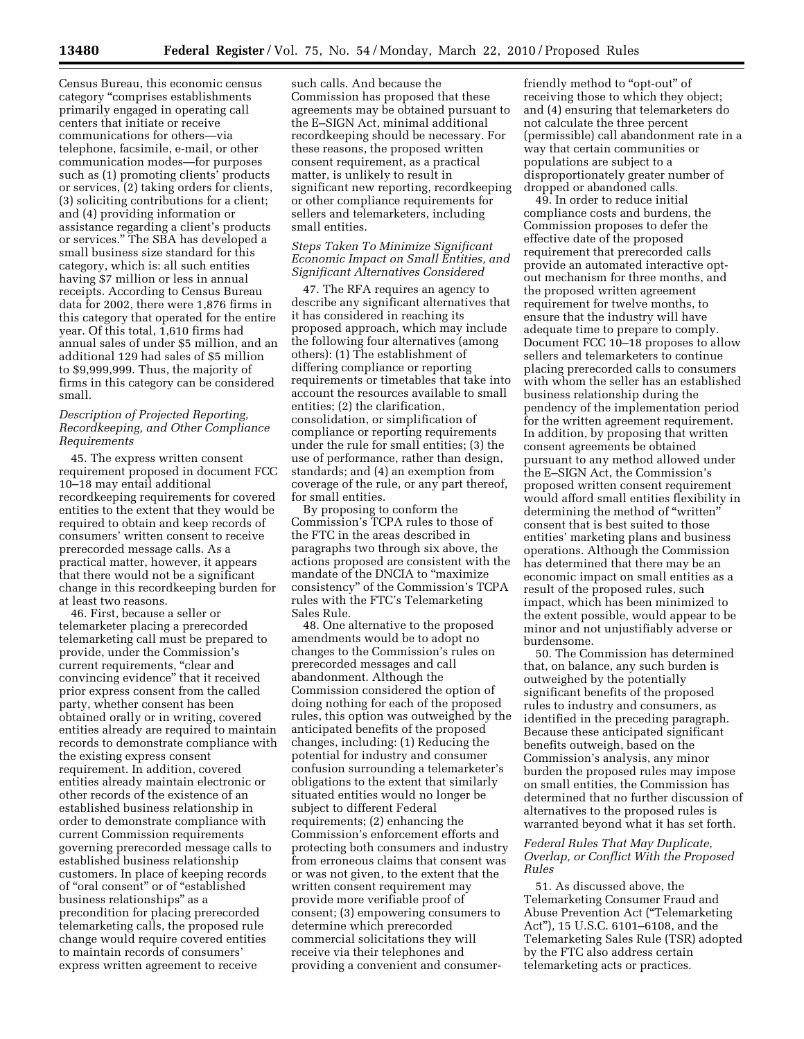Census Bureau, this economic census category "comprises establishments primarily engaged in operating call centers that initiate or receive communications for others—via telephone, facsimile, e-mail, or other communication modes—for purposes such as (1) promoting clients' products or services, (2) taking orders for clients, (3) soliciting contributions for a client; and (4) providing information or assistance regarding a client's products or services." The SBA has developed a small business size standard for this category, which is: all such entities having $7 million or less in annual receipts. According to Census Bureau data for 2002, there were 1,876 firms in this category that operated for the entire year. Of this total, 1,610 firms had annual sales of under $5 million, and an additional 129 had sales of $5 million to $9,999,999. Thus, the majority of firms in this category can be considered small.

*Description of Projected Reporting, Recordkeeping, and Other Compliance Requirements*

45. The express written consent requirement proposed in document FCC 10–18 may entail additional recordkeeping requirements for covered entities to the extent that they would be required to obtain and keep records of consumers' written consent to receive prerecorded message calls. As a practical matter, however, it appears that there would not be a significant change in this recordkeeping burden for at least two reasons.

46. First, because a seller or telemarketer placing a prerecorded telemarketing call must be prepared to provide, under the Commission's current requirements, "clear and convincing evidence" that it received prior express consent from the called party, whether consent has been obtained orally or in writing, covered entities already are required to maintain records to demonstrate compliance with the existing express consent requirement. In addition, covered entities already maintain electronic or other records of the existence of an established business relationship in order to demonstrate compliance with current Commission requirements governing prerecorded message calls to established business relationship customers. In place of keeping records of "oral consent" or of "established business relationships" as a precondition for placing prerecorded telemarketing calls, the proposed rule change would require covered entities to maintain records of consumers' express written agreement to receive such calls. And because the Commission has proposed that these agreements may be obtained pursuant to the E–SIGN Act, minimal additional recordkeeping should be necessary. For these reasons, the proposed written consent requirement, as a practical matter, is unlikely to result in significant new reporting, recordkeeping or other compliance requirements for sellers and telemarketers, including small entities.

*Steps Taken To Minimize Significant Economic Impact on Small Entities, and Significant Alternatives Considered*

47. The RFA requires an agency to describe any significant alternatives that it has considered in reaching its proposed approach, which may include the following four alternatives (among others): (1) The establishment of differing compliance or reporting requirements or timetables that take into account the resources available to small entities; (2) the clarification, consolidation, or simplification of compliance or reporting requirements under the rule for small entities; (3) the use of performance, rather than design, standards; and (4) an exemption from coverage of the rule, or any part thereof, for small entities.

By proposing to conform the Commission's TCPA rules to those of the FTC in the areas described in paragraphs two through six above, the actions proposed are consistent with the mandate of the DNCIA to "maximize consistency" of the Commission's TCPA rules with the FTC's Telemarketing Sales Rule.

48. One alternative to the proposed amendments would be to adopt no changes to the Commission's rules on prerecorded messages and call abandonment. Although the Commission considered the option of doing nothing for each of the proposed rules, this option was outweighed by the anticipated benefits of the proposed changes, including: (1) Reducing the potential for industry and consumer confusion surrounding a telemarketer's obligations to the extent that similarly situated entities would no longer be subject to different Federal requirements; (2) enhancing the Commission's enforcement efforts and protecting both consumers and industry from erroneous claims that consent was or was not given, to the extent that the written consent requirement may provide more verifiable proof of consent; (3) empowering consumers to determine which prerecorded commercial solicitations they will receive via their telephones and providing a convenient and consumer-friendly method to "opt-out" of receiving those to which they object; and (4) ensuring that telemarketers do not calculate the three percent (permissible) call abandonment rate in a way that certain communities or populations are subject to a disproportionately greater number of dropped or abandoned calls.

49. In order to reduce initial compliance costs and burdens, the Commission proposes to defer the effective date of the proposed requirement that prerecorded calls provide an automated interactive opt-out mechanism for three months, and the proposed written agreement requirement for twelve months, to ensure that the industry will have adequate time to prepare to comply. Document FCC 10–18 proposes to allow sellers and telemarketers to continue placing prerecorded calls to consumers with whom the seller has an established business relationship during the pendency of the implementation period for the written agreement requirement. In addition, by proposing that written consent agreements be obtained pursuant to any method allowed under the E–SIGN Act, the Commission's proposed written consent requirement would afford small entities flexibility in determining the method of "written" consent that is best suited to those entities' marketing plans and business operations. Although the Commission has determined that there may be an economic impact on small entities as a result of the proposed rules, such impact, which has been minimized to the extent possible, would appear to be minor and not unjustifiably adverse or burdensome.

50. The Commission has determined that, on balance, any such burden is outweighed by the potentially significant benefits of the proposed rules to industry and consumers, as identified in the preceding paragraph. Because these anticipated significant benefits outweigh, based on the Commission's analysis, any minor burden the proposed rules may impose on small entities, the Commission has determined that no further discussion of alternatives to the proposed rules is warranted beyond what it has set forth.

*Federal Rules That May Duplicate, Overlap, or Conflict With the Proposed Rules*

51. As discussed above, the Telemarketing Consumer Fraud and Abuse Prevention Act ("Telemarketing Act"), 15 U.S.C. 6101–6108, and the Telemarketing Sales Rule (TSR) adopted by the FTC also address certain telemarketing acts or practices.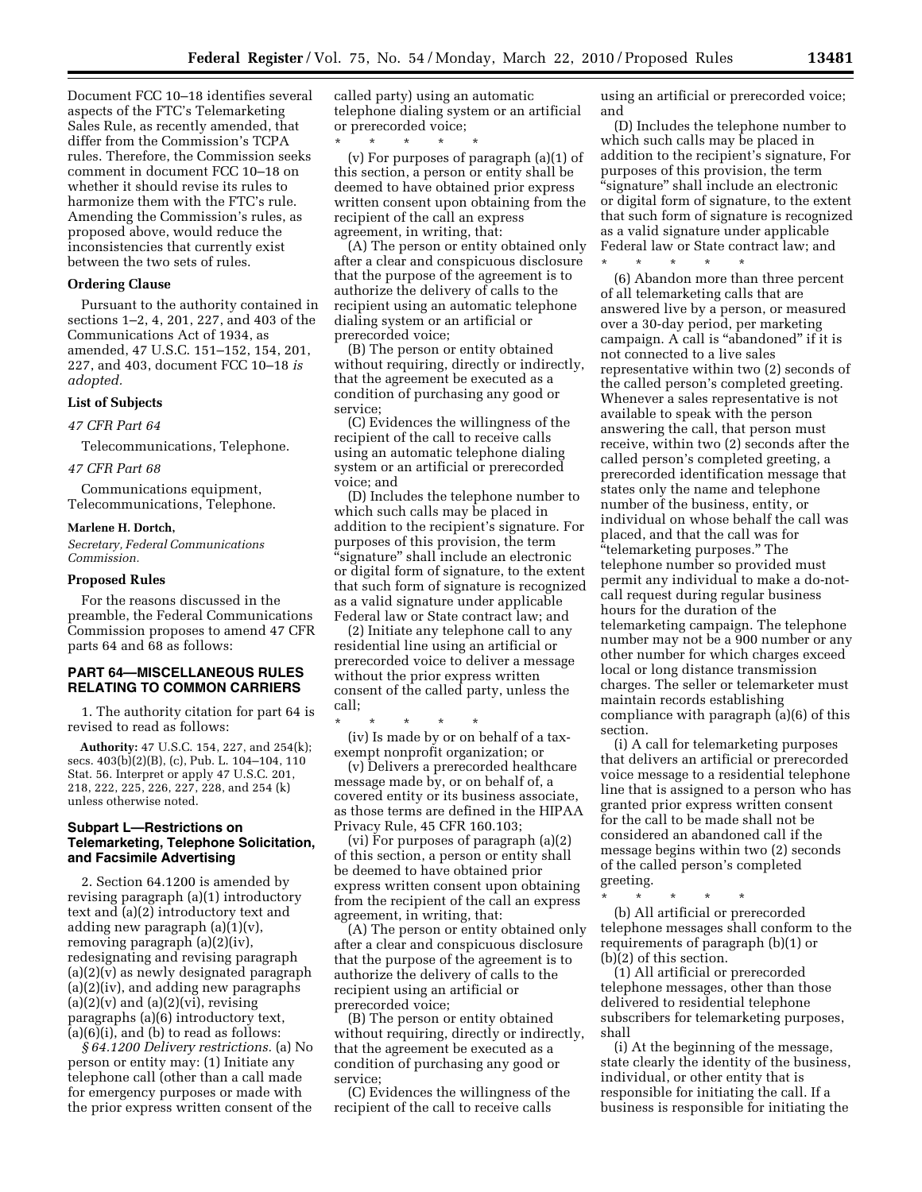Document FCC 10–18 identifies several aspects of the FTC's Telemarketing Sales Rule, as recently amended, that differ from the Commission's TCPA rules. Therefore, the Commission seeks comment in document FCC 10–18 on whether it should revise its rules to harmonize them with the FTC's rule. Amending the Commission's rules, as proposed above, would reduce the inconsistencies that currently exist between the two sets of rules.

### Ordering Clause

Pursuant to the authority contained in sections 1–2, 4, 201, 227, and 403 of the Communications Act of 1934, as amended, 47 U.S.C. 151–152, 154, 201, 227, and 403, document FCC 10–18 *is adopted.*

### List of Subjects

*47 CFR Part 64*

Telecommunications, Telephone.

*47 CFR Part 68*

Communications equipment, Telecommunications, Telephone.

**Marlene H. Dortch,**

*Secretary, Federal Communications Commission.*

### Proposed Rules

For the reasons discussed in the preamble, the Federal Communications Commission proposes to amend 47 CFR parts 64 and 68 as follows:

## PART 64—MISCELLANEOUS RULES RELATING TO COMMON CARRIERS

1. The authority citation for part 64 is revised to read as follows:

**Authority:** 47 U.S.C. 154, 227, and 254(k); secs. 403(b)(2)(B), (c), Pub. L. 104–104, 110 Stat. 56. Interpret or apply 47 U.S.C. 201, 218, 222, 225, 226, 227, 228, and 254 (k) unless otherwise noted.

### Subpart L—Restrictions on Telemarketing, Telephone Solicitation, and Facsimile Advertising

2. Section 64.1200 is amended by revising paragraph (a)(1) introductory text and (a)(2) introductory text and adding new paragraph (a)(1)(v), removing paragraph (a)(2)(iv), redesignating and revising paragraph (a)(2)(v) as newly designated paragraph (a)(2)(iv), and adding new paragraphs (a)(2)(v) and (a)(2)(vi), revising paragraphs (a)(6) introductory text, (a)(6)(i), and (b) to read as follows:

*§ 64.1200 Delivery restrictions.* (a) No person or entity may: (1) Initiate any telephone call (other than a call made for emergency purposes or made with the prior express written consent of the called party) using an automatic telephone dialing system or an artificial or prerecorded voice;

\* \* \* \* \*

(v) For purposes of paragraph (a)(1) of this section, a person or entity shall be deemed to have obtained prior express written consent upon obtaining from the recipient of the call an express agreement, in writing, that:

(A) The person or entity obtained only after a clear and conspicuous disclosure that the purpose of the agreement is to authorize the delivery of calls to the recipient using an automatic telephone dialing system or an artificial or prerecorded voice;

(B) The person or entity obtained without requiring, directly or indirectly, that the agreement be executed as a condition of purchasing any good or service;

(C) Evidences the willingness of the recipient of the call to receive calls using an automatic telephone dialing system or an artificial or prerecorded voice; and

(D) Includes the telephone number to which such calls may be placed in addition to the recipient's signature. For purposes of this provision, the term "signature" shall include an electronic or digital form of signature, to the extent that such form of signature is recognized as a valid signature under applicable Federal law or State contract law; and

(2) Initiate any telephone call to any residential line using an artificial or prerecorded voice to deliver a message without the prior express written consent of the called party, unless the call;

\* \* \* \* \*

(iv) Is made by or on behalf of a tax-exempt nonprofit organization; or

(v) Delivers a prerecorded healthcare message made by, or on behalf of, a covered entity or its business associate, as those terms are defined in the HIPAA Privacy Rule, 45 CFR 160.103;

(vi) For purposes of paragraph (a)(2) of this section, a person or entity shall be deemed to have obtained prior express written consent upon obtaining from the recipient of the call an express agreement, in writing, that:

(A) The person or entity obtained only after a clear and conspicuous disclosure that the purpose of the agreement is to authorize the delivery of calls to the recipient using an artificial or prerecorded voice;

(B) The person or entity obtained without requiring, directly or indirectly, that the agreement be executed as a condition of purchasing any good or service;

(C) Evidences the willingness of the recipient of the call to receive calls using an artificial or prerecorded voice; and

(D) Includes the telephone number to which such calls may be placed in addition to the recipient's signature, For purposes of this provision, the term "signature" shall include an electronic or digital form of signature, to the extent that such form of signature is recognized as a valid signature under applicable Federal law or State contract law; and

\* \* \* \* \*

(6) Abandon more than three percent of all telemarketing calls that are answered live by a person, or measured over a 30-day period, per marketing campaign. A call is "abandoned" if it is not connected to a live sales representative within two (2) seconds of the called person's completed greeting. Whenever a sales representative is not available to speak with the person answering the call, that person must receive, within two (2) seconds after the called person's completed greeting, a prerecorded identification message that states only the name and telephone number of the business, entity, or individual on whose behalf the call was placed, and that the call was for "telemarketing purposes." The telephone number so provided must permit any individual to make a do-not-call request during regular business hours for the duration of the telemarketing campaign. The telephone number may not be a 900 number or any other number for which charges exceed local or long distance transmission charges. The seller or telemarketer must maintain records establishing compliance with paragraph (a)(6) of this section.

(i) A call for telemarketing purposes that delivers an artificial or prerecorded voice message to a residential telephone line that is assigned to a person who has granted prior express written consent for the call to be made shall not be considered an abandoned call if the message begins within two (2) seconds of the called person's completed greeting.

\* \* \* \* \*

(b) All artificial or prerecorded telephone messages shall conform to the requirements of paragraph (b)(1) or (b)(2) of this section.

(1) All artificial or prerecorded telephone messages, other than those delivered to residential telephone subscribers for telemarketing purposes, shall

(i) At the beginning of the message, state clearly the identity of the business, individual, or other entity that is responsible for initiating the call. If a business is responsible for initiating the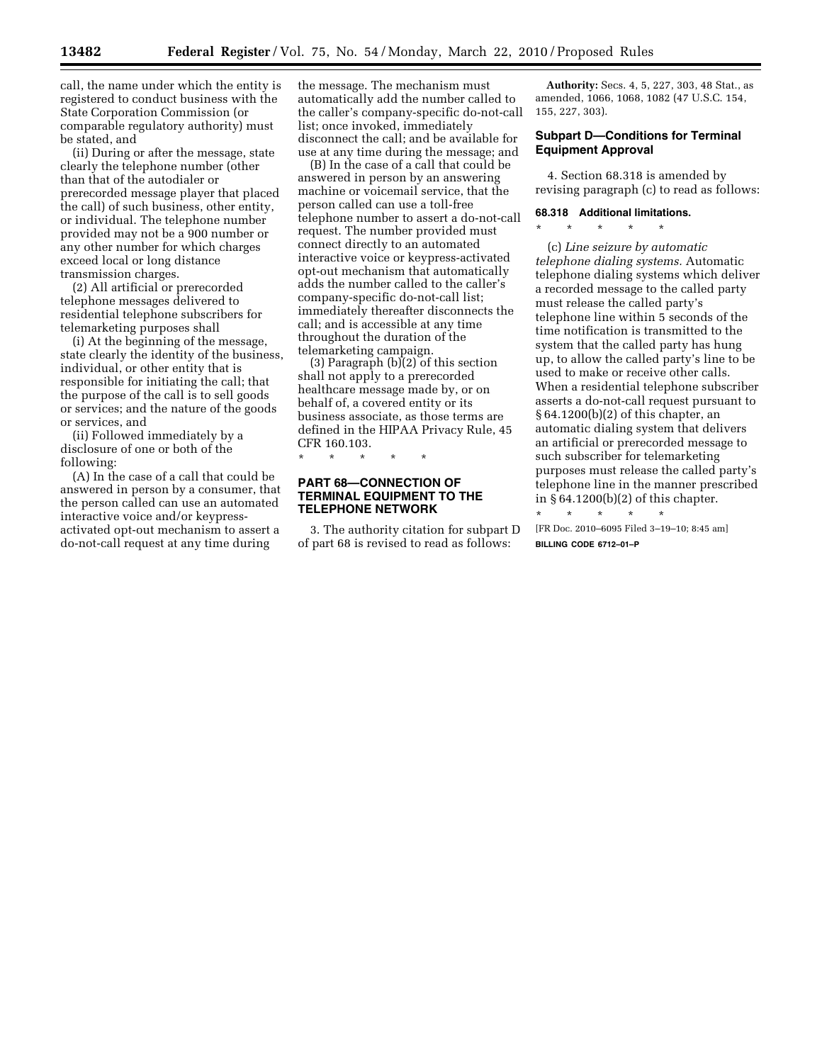call, the name under which the entity is registered to conduct business with the State Corporation Commission (or comparable regulatory authority) must be stated, and

(ii) During or after the message, state clearly the telephone number (other than that of the autodialer or prerecorded message player that placed the call) of such business, other entity, or individual. The telephone number provided may not be a 900 number or any other number for which charges exceed local or long distance transmission charges.

(2) All artificial or prerecorded telephone messages delivered to residential telephone subscribers for telemarketing purposes shall

(i) At the beginning of the message, state clearly the identity of the business, individual, or other entity that is responsible for initiating the call; that the purpose of the call is to sell goods or services; and the nature of the goods or services, and

(ii) Followed immediately by a disclosure of one or both of the following:

(A) In the case of a call that could be answered in person by a consumer, that the person called can use an automated interactive voice and/or keypress-activated opt-out mechanism to assert a do-not-call request at any time during the message. The mechanism must automatically add the number called to the caller's company-specific do-not-call list; once invoked, immediately disconnect the call; and be available for use at any time during the message; and

(B) In the case of a call that could be answered in person by an answering machine or voicemail service, that the person called can use a toll-free telephone number to assert a do-not-call request. The number provided must connect directly to an automated interactive voice or keypress-activated opt-out mechanism that automatically adds the number called to the caller's company-specific do-not-call list; immediately thereafter disconnects the call; and is accessible at any time throughout the duration of the telemarketing campaign.

(3) Paragraph (b)(2) of this section shall not apply to a prerecorded healthcare message made by, or on behalf of, a covered entity or its business associate, as those terms are defined in the HIPAA Privacy Rule, 45 CFR 160.103.

\* \* \* \* \*

## PART 68—CONNECTION OF TERMINAL EQUIPMENT TO THE TELEPHONE NETWORK

3. The authority citation for subpart D of part 68 is revised to read as follows:

**Authority:** Secs. 4, 5, 227, 303, 48 Stat., as amended, 1066, 1068, 1082 (47 U.S.C. 154, 155, 227, 303).

### Subpart D—Conditions for Terminal Equipment Approval

4. Section 68.318 is amended by revising paragraph (c) to read as follows:

#### 68.318 Additional limitations.

\* \* \* \* \*

(c) *Line seizure by automatic telephone dialing systems.* Automatic telephone dialing systems which deliver a recorded message to the called party must release the called party's telephone line within 5 seconds of the time notification is transmitted to the system that the called party has hung up, to allow the called party's line to be used to make or receive other calls. When a residential telephone subscriber asserts a do-not-call request pursuant to § 64.1200(b)(2) of this chapter, an automatic dialing system that delivers an artificial or prerecorded message to such subscriber for telemarketing purposes must release the called party's telephone line in the manner prescribed in § 64.1200(b)(2) of this chapter.

\* \* \* \* \*

[FR Doc. 2010–6095 Filed 3–19–10; 8:45 am]

**BILLING CODE 6712–01–P**